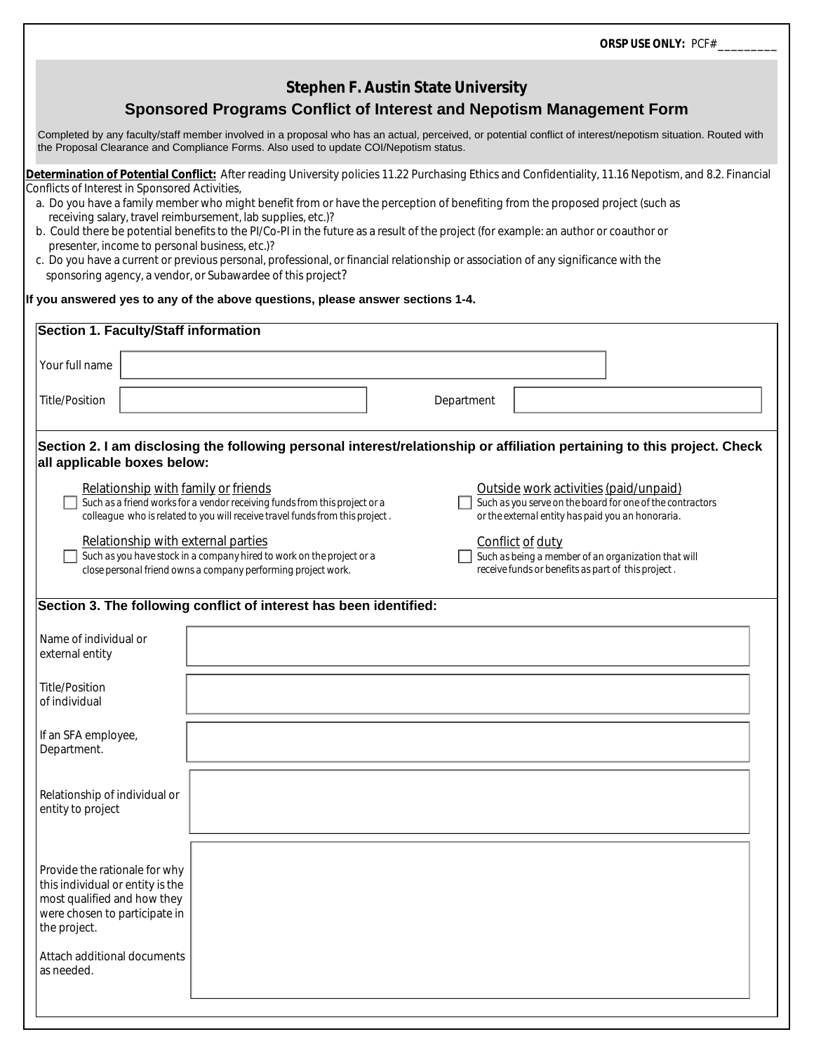**ORSP USE ONLY:** PCF#_________

# Stephen F. Austin State University

## Sponsored Programs Conflict of Interest and Nepotism Management Form

Completed by any faculty/staff member involved in a proposal who has an actual, perceived, or potential conflict of interest/nepotism situation. Routed with the Proposal Clearance and Compliance Forms. Also used to update COI/Nepotism status.

**Determination of Potential Conflict:** After reading University policies 11.22 Purchasing Ethics and Confidentiality, 11.16 Nepotism, and 8.2. Financial Conflicts of Interest in Sponsored Activities,

a. Do you have a family member who might benefit from or have the perception of benefiting from the proposed project (such as receiving salary, travel reimbursement, lab supplies, etc.)?
b. Could there be potential benefits to the PI/Co-PI in the future as a result of the project (for example: an author or coauthor or presenter, income to personal business, etc.)?
c. Do you have a current or previous personal, professional, or financial relationship or association of any significance with the sponsoring agency, a vendor, or Subawardee of this project?

**If you answered yes to any of the above questions, please answer sections 1-4.**

### Section 1. Faculty/Staff information

Your full name: ____________________

Title/Position: ____________________ Department: ____________________

### Section 2. I am disclosing the following personal interest/relationship or affiliation pertaining to this project. Check all applicable boxes below:

☐ Relationship with family or friends
Such as a friend works for a vendor receiving funds from this project or a colleague who is related to you will receive travel funds from this project.

☐ Outside work activities (paid/unpaid)
Such as you serve on the board for one of the contractors or the external entity has paid you an honoraria.

☐ Relationship with external parties
Such as you have stock in a company hired to work on the project or a close personal friend owns a company performing project work.

☐ Conflict of duty
Such as being a member of an organization that will receive funds or benefits as part of this project.

### Section 3. The following conflict of interest has been identified:

Name of individual or external entity: ____________________

Title/Position of individual: ____________________

If an SFA employee, Department.: ____________________

Relationship of individual or entity to project: ____________________

Provide the rationale for why this individual or entity is the most qualified and how they were chosen to participate in the project.

Attach additional documents as needed.

____________________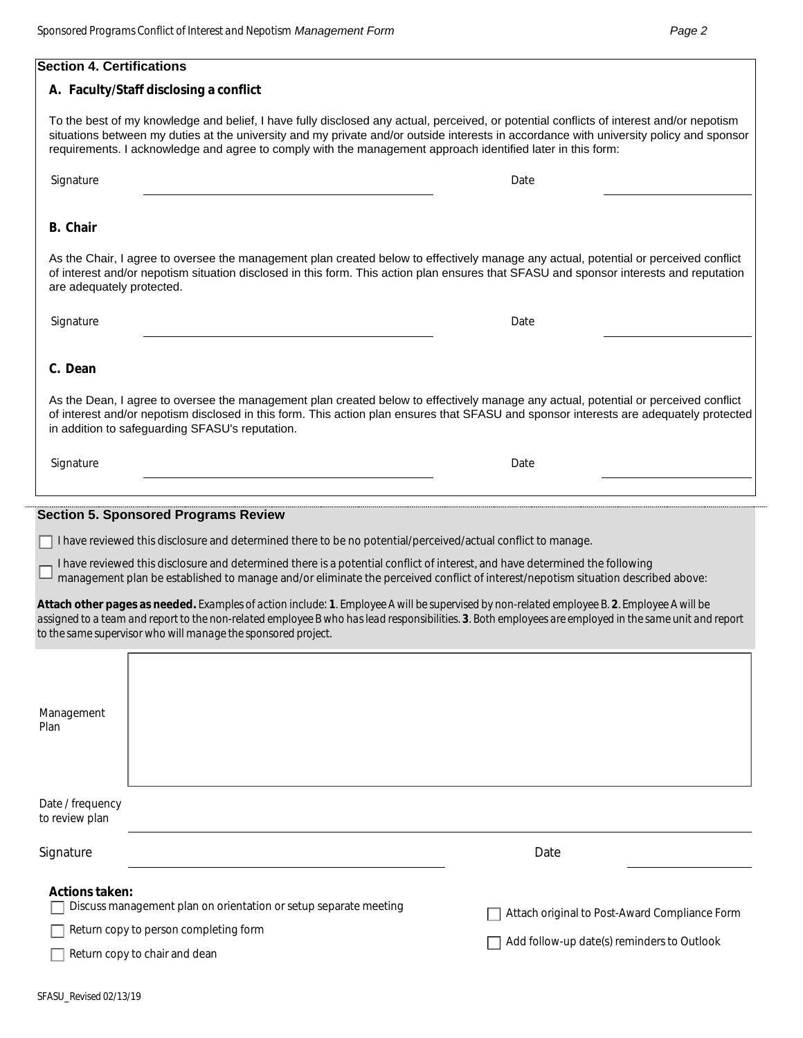## Section 4. Certifications

### A. Faculty/Staff disclosing a conflict

To the best of my knowledge and belief, I have fully disclosed any actual, perceived, or potential conflicts of interest and/or nepotism situations between my duties at the university and my private and/or outside interests in accordance with university policy and sponsor requirements. I acknowledge and agree to comply with the management approach identified later in this form:

Signature ______________________________ Date ______________

### B. Chair

As the Chair, I agree to oversee the management plan created below to effectively manage any actual, potential or perceived conflict of interest and/or nepotism situation disclosed in this form. This action plan ensures that SFASU and sponsor interests and reputation are adequately protected.

Signature ______________________________ Date ______________

### C. Dean

As the Dean, I agree to oversee the management plan created below to effectively manage any actual, potential or perceived conflict of interest and/or nepotism disclosed in this form. This action plan ensures that SFASU and sponsor interests are adequately protected in addition to safeguarding SFASU's reputation.

Signature ______________________________ Date ______________

## Section 5. Sponsored Programs Review

☐ I have reviewed this disclosure and determined there to be no potential/perceived/actual conflict to manage.

☐ I have reviewed this disclosure and determined there is a potential conflict of interest, and have determined the following management plan be established to manage and/or eliminate the perceived conflict of interest/nepotism situation described above:

**Attach other pages as needed.** *Examples of action include:* ***1****. Employee A will be supervised by non-related employee B.* ***2****. Employee A will be assigned to a team and report to the non-related employee B who has lead responsibilities.* ***3****. Both employees are employed in the same unit and report to the same supervisor who will manage the sponsored project.*

Management Plan

Date / frequency to review plan ______________________________

Signature ______________________________ Date ______________

**Actions taken:**

☐ Discuss management plan on orientation or setup separate meeting

☐ Return copy to person completing form

☐ Return copy to chair and dean

☐ Attach original to Post-Award Compliance Form

☐ Add follow-up date(s) reminders to Outlook

SFASU_Revised 02/13/19